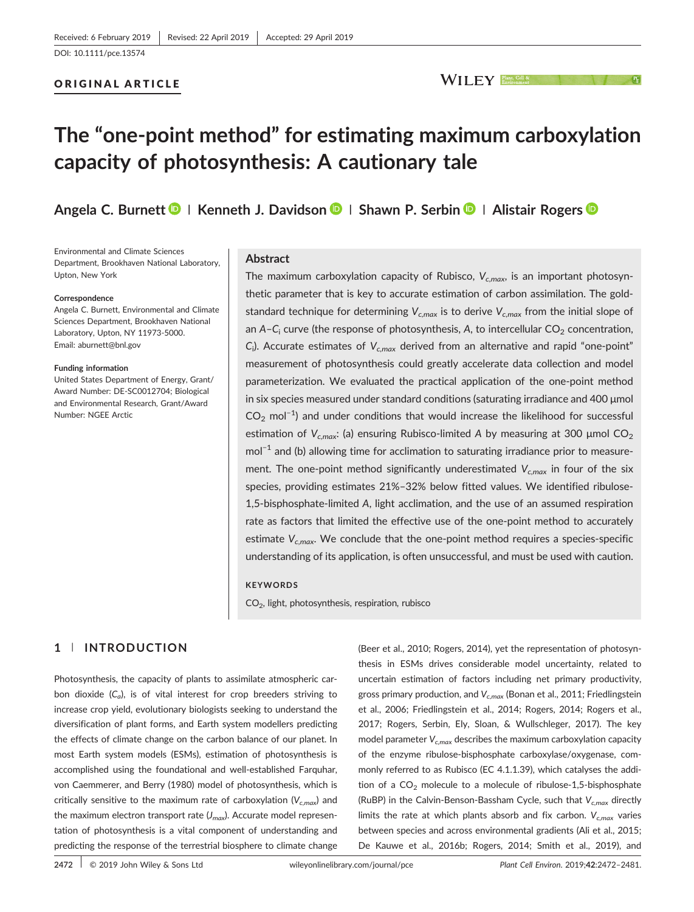Received: 6 February 2019 | Revised: 22 April 2019 | Accepted: 29 April 2019

DOI: 10.1111/pce.13574

ORIGINAL ARTICLE

# The "one-point method" for estimating maximum carboxylation capacity of photosynthesis: A cautionary tale

**Angela C. Burnett** | **Kenneth J. Davidson** | **Shawn P. Serbin** | **Alistair Rogers**

Environmental and Climate Sciences Department, Brookhaven National Laboratory, Upton, New York

**Correspondence**
Angela C. Burnett, Environmental and Climate Sciences Department, Brookhaven National Laboratory, Upton, NY 11973-5000.
Email: aburnett@bnl.gov

**Funding information**
United States Department of Energy, Grant/Award Number: DE-SC0012704; Biological and Environmental Research, Grant/Award Number: NGEE Arctic

## Abstract

The maximum carboxylation capacity of Rubisco, $V_{c,max}$, is an important photosynthetic parameter that is key to accurate estimation of carbon assimilation. The gold-standard technique for determining $V_{c,max}$ is to derive $V_{c,max}$ from the initial slope of an $A$–$C_i$ curve (the response of photosynthesis, $A$, to intercellular $CO_2$ concentration, $C_i$). Accurate estimates of $V_{c,max}$ derived from an alternative and rapid "one-point" measurement of photosynthesis could greatly accelerate data collection and model parameterization. We evaluated the practical application of the one-point method in six species measured under standard conditions (saturating irradiance and 400 μmol $CO_2$ mol$^{-1}$) and under conditions that would increase the likelihood for successful estimation of $V_{c,max}$: (a) ensuring Rubisco-limited $A$ by measuring at 300 μmol $CO_2$ mol$^{-1}$ and (b) allowing time for acclimation to saturating irradiance prior to measurement. The one-point method significantly underestimated $V_{c,max}$ in four of the six species, providing estimates 21%–32% below fitted values. We identified ribulose-1,5-bisphosphate-limited $A$, light acclimation, and the use of an assumed respiration rate as factors that limited the effective use of the one-point method to accurately estimate $V_{c,max}$. We conclude that the one-point method requires a species-specific understanding of its application, is often unsuccessful, and must be used with caution.

**KEYWORDS**

$CO_2$, light, photosynthesis, respiration, rubisco

## 1 | INTRODUCTION

Photosynthesis, the capacity of plants to assimilate atmospheric carbon dioxide ($C_a$), is of vital interest for crop breeders striving to increase crop yield, evolutionary biologists seeking to understand the diversification of plant forms, and Earth system modellers predicting the effects of climate change on the carbon balance of our planet. In most Earth system models (ESMs), estimation of photosynthesis is accomplished using the foundational and well-established Farquhar, von Caemmerer, and Berry (1980) model of photosynthesis, which is critically sensitive to the maximum rate of carboxylation ($V_{c,max}$) and the maximum electron transport rate ($J_{max}$). Accurate model representation of photosynthesis is a vital component of understanding and predicting the response of the terrestrial biosphere to climate change (Beer et al., 2010; Rogers, 2014), yet the representation of photosynthesis in ESMs drives considerable model uncertainty, related to uncertain estimation of factors including net primary productivity, gross primary production, and $V_{c,max}$ (Bonan et al., 2011; Friedlingstein et al., 2006; Friedlingstein et al., 2014; Rogers, 2014; Rogers et al., 2017; Rogers, Serbin, Ely, Sloan, & Wullschleger, 2017). The key model parameter $V_{c,max}$ describes the maximum carboxylation capacity of the enzyme ribulose-bisphosphate carboxylase/oxygenase, commonly referred to as Rubisco (EC 4.1.1.39), which catalyses the addition of a $CO_2$ molecule to a molecule of ribulose-1,5-bisphosphate (RuBP) in the Calvin-Benson-Bassham Cycle, such that $V_{c,max}$ directly limits the rate at which plants absorb and fix carbon. $V_{c,max}$ varies between species and across environmental gradients (Ali et al., 2015; De Kauwe et al., 2016b; Rogers, 2014; Smith et al., 2019), and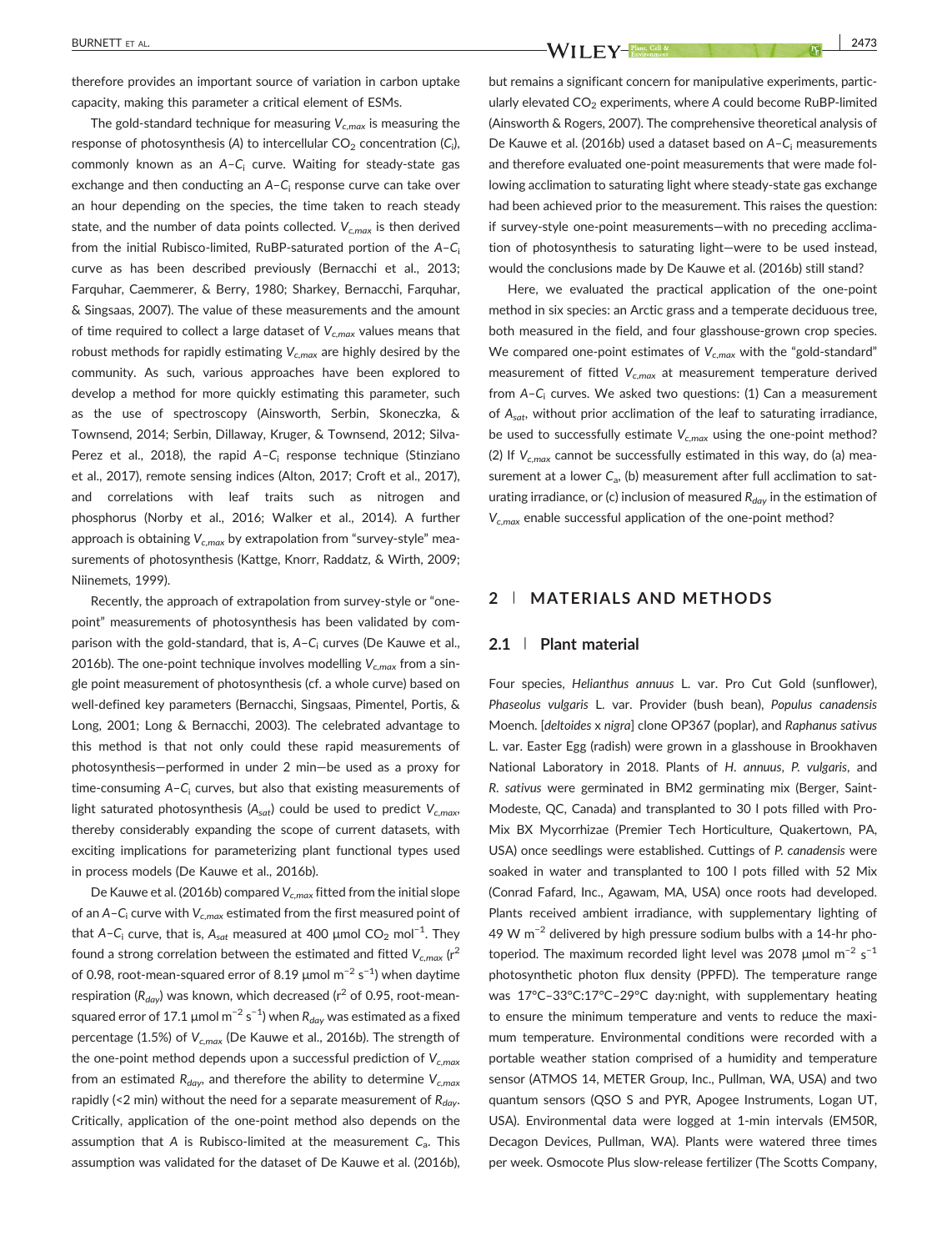therefore provides an important source of variation in carbon uptake capacity, making this parameter a critical element of ESMs.

The gold-standard technique for measuring $V_{c,max}$ is measuring the response of photosynthesis ($A$) to intercellular $CO_2$ concentration ($C_i$), commonly known as an $A$–$C_i$ curve. Waiting for steady-state gas exchange and then conducting an $A$–$C_i$ response curve can take over an hour depending on the species, the time taken to reach steady state, and the number of data points collected. $V_{c,max}$ is then derived from the initial Rubisco-limited, RuBP-saturated portion of the $A$–$C_i$ curve as has been described previously (Bernacchi et al., 2013; Farquhar, Caemmerer, & Berry, 1980; Sharkey, Bernacchi, Farquhar, & Singsaas, 2007). The value of these measurements and the amount of time required to collect a large dataset of $V_{c,max}$ values means that robust methods for rapidly estimating $V_{c,max}$ are highly desired by the community. As such, various approaches have been explored to develop a method for more quickly estimating this parameter, such as the use of spectroscopy (Ainsworth, Serbin, Skoneczka, & Townsend, 2014; Serbin, Dillaway, Kruger, & Townsend, 2012; Silva-Perez et al., 2018), the rapid $A$–$C_i$ response technique (Stinziano et al., 2017), remote sensing indices (Alton, 2017; Croft et al., 2017), and correlations with leaf traits such as nitrogen and phosphorus (Norby et al., 2016; Walker et al., 2014). A further approach is obtaining $V_{c,max}$ by extrapolation from "survey-style" measurements of photosynthesis (Kattge, Knorr, Raddatz, & Wirth, 2009; Niinemets, 1999).

Recently, the approach of extrapolation from survey-style or "one-point" measurements of photosynthesis has been validated by comparison with the gold-standard, that is, $A$–$C_i$ curves (De Kauwe et al., 2016b). The one-point technique involves modelling $V_{c,max}$ from a single point measurement of photosynthesis (cf. a whole curve) based on well-defined key parameters (Bernacchi, Singsaas, Pimentel, Portis, & Long, 2001; Long & Bernacchi, 2003). The celebrated advantage to this method is that not only could these rapid measurements of photosynthesis—performed in under 2 min—be used as a proxy for time-consuming $A$–$C_i$ curves, but also that existing measurements of light saturated photosynthesis ($A_{sat}$) could be used to predict $V_{c,max}$, thereby considerably expanding the scope of current datasets, with exciting implications for parameterizing plant functional types used in process models (De Kauwe et al., 2016b).

De Kauwe et al. (2016b) compared $V_{c,max}$ fitted from the initial slope of an $A$–$C_i$ curve with $V_{c,max}$ estimated from the first measured point of that $A$–$C_i$ curve, that is, $A_{sat}$ measured at 400 μmol $CO_2$ mol$^{-1}$. They found a strong correlation between the estimated and fitted $V_{c,max}$ ($r^2$ of 0.98, root-mean-squared error of 8.19 μmol m$^{-2}$ s$^{-1}$) when daytime respiration ($R_{day}$) was known, which decreased ($r^2$ of 0.95, root-mean-squared error of 17.1 μmol m$^{-2}$ s$^{-1}$) when $R_{day}$ was estimated as a fixed percentage (1.5%) of $V_{c,max}$ (De Kauwe et al., 2016b). The strength of the one-point method depends upon a successful prediction of $V_{c,max}$ from an estimated $R_{day}$, and therefore the ability to determine $V_{c,max}$ rapidly (<2 min) without the need for a separate measurement of $R_{day}$. Critically, application of the one-point method also depends on the assumption that $A$ is Rubisco-limited at the measurement $C_a$. This assumption was validated for the dataset of De Kauwe et al. (2016b), but remains a significant concern for manipulative experiments, particularly elevated $CO_2$ experiments, where $A$ could become RuBP-limited (Ainsworth & Rogers, 2007). The comprehensive theoretical analysis of De Kauwe et al. (2016b) used a dataset based on $A$–$C_i$ measurements and therefore evaluated one-point measurements that were made following acclimation to saturating light where steady-state gas exchange had been achieved prior to the measurement. This raises the question: if survey-style one-point measurements—with no preceding acclimation of photosynthesis to saturating light—were to be used instead, would the conclusions made by De Kauwe et al. (2016b) still stand?

Here, we evaluated the practical application of the one-point method in six species: an Arctic grass and a temperate deciduous tree, both measured in the field, and four glasshouse-grown crop species. We compared one-point estimates of $V_{c,max}$ with the "gold-standard" measurement of fitted $V_{c,max}$ at measurement temperature derived from $A$–$C_i$ curves. We asked two questions: (1) Can a measurement of $A_{sat}$, without prior acclimation of the leaf to saturating irradiance, be used to successfully estimate $V_{c,max}$ using the one-point method? (2) If $V_{c,max}$ cannot be successfully estimated in this way, do (a) measurement at a lower $C_a$, (b) measurement after full acclimation to saturating irradiance, or (c) inclusion of measured $R_{day}$ in the estimation of $V_{c,max}$ enable successful application of the one-point method?

## 2 | MATERIALS AND METHODS

### 2.1 | Plant material

Four species, *Helianthus annuus* L. var. Pro Cut Gold (sunflower), *Phaseolus vulgaris* L. var. Provider (bush bean), *Populus canadensis* Moench. [*deltoides* x *nigra*] clone OP367 (poplar), and *Raphanus sativus* L. var. Easter Egg (radish) were grown in a glasshouse in Brookhaven National Laboratory in 2018. Plants of *H. annuus*, *P. vulgaris*, and *R. sativus* were germinated in BM2 germinating mix (Berger, Saint-Modeste, QC, Canada) and transplanted to 30 l pots filled with Pro-Mix BX Mycorrhizae (Premier Tech Horticulture, Quakertown, PA, USA) once seedlings were established. Cuttings of *P. canadensis* were soaked in water and transplanted to 100 l pots filled with 52 Mix (Conrad Fafard, Inc., Agawam, MA, USA) once roots had developed. Plants received ambient irradiance, with supplementary lighting of 49 W m$^{-2}$ delivered by high pressure sodium bulbs with a 14-hr photoperiod. The maximum recorded light level was 2078 μmol m$^{-2}$ s$^{-1}$ photosynthetic photon flux density (PPFD). The temperature range was 17°C–33°C:17°C–29°C day:night, with supplementary heating to ensure the minimum temperature and vents to reduce the maximum temperature. Environmental conditions were recorded with a portable weather station comprised of a humidity and temperature sensor (ATMOS 14, METER Group, Inc., Pullman, WA, USA) and two quantum sensors (QSO S and PYR, Apogee Instruments, Logan UT, USA). Environmental data were logged at 1-min intervals (EM50R, Decagon Devices, Pullman, WA). Plants were watered three times per week. Osmocote Plus slow-release fertilizer (The Scotts Company,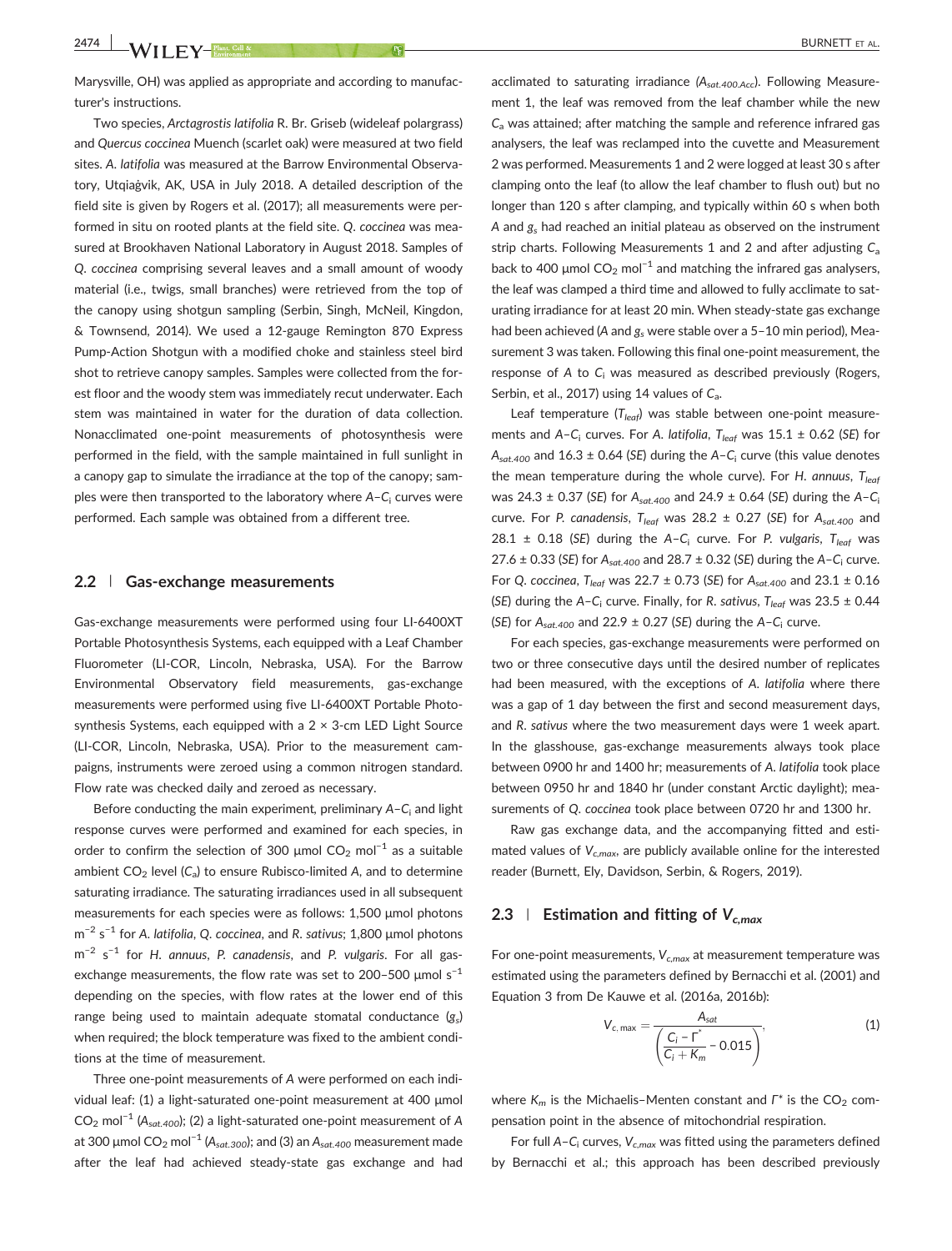Marysville, OH) was applied as appropriate and according to manufacturer's instructions.

Two species, *Arctagrostis latifolia* R. Br. Griseb (wideleaf polargrass) and *Quercus coccinea* Muench (scarlet oak) were measured at two field sites. *A. latifolia* was measured at the Barrow Environmental Observatory, Utqiaġvik, AK, USA in July 2018. A detailed description of the field site is given by Rogers et al. (2017); all measurements were performed in situ on rooted plants at the field site. *Q. coccinea* was measured at Brookhaven National Laboratory in August 2018. Samples of *Q. coccinea* comprising several leaves and a small amount of woody material (i.e., twigs, small branches) were retrieved from the top of the canopy using shotgun sampling (Serbin, Singh, McNeil, Kingdon, & Townsend, 2014). We used a 12-gauge Remington 870 Express Pump-Action Shotgun with a modified choke and stainless steel bird shot to retrieve canopy samples. Samples were collected from the forest floor and the woody stem was immediately recut underwater. Each stem was maintained in water for the duration of data collection. Nonacclimated one-point measurements of photosynthesis were performed in the field, with the sample maintained in full sunlight in a canopy gap to simulate the irradiance at the top of the canopy; samples were then transported to the laboratory where $A$–$C_i$ curves were performed. Each sample was obtained from a different tree.

## 2.2 | Gas-exchange measurements

Gas-exchange measurements were performed using four LI-6400XT Portable Photosynthesis Systems, each equipped with a Leaf Chamber Fluorometer (LI-COR, Lincoln, Nebraska, USA). For the Barrow Environmental Observatory field measurements, gas-exchange measurements were performed using five LI-6400XT Portable Photosynthesis Systems, each equipped with a 2 × 3-cm LED Light Source (LI-COR, Lincoln, Nebraska, USA). Prior to the measurement campaigns, instruments were zeroed using a common nitrogen standard. Flow rate was checked daily and zeroed as necessary.

Before conducting the main experiment, preliminary $A$–$C_i$ and light response curves were performed and examined for each species, in order to confirm the selection of 300 μmol $CO_2$ mol$^{-1}$ as a suitable ambient $CO_2$ level ($C_a$) to ensure Rubisco-limited $A$, and to determine saturating irradiance. The saturating irradiances used in all subsequent measurements for each species were as follows: 1,500 μmol photons m$^{-2}$ s$^{-1}$ for *A. latifolia*, *Q. coccinea*, and *R. sativus*; 1,800 μmol photons m$^{-2}$ s$^{-1}$ for *H. annuus*, *P. canadensis*, and *P. vulgaris*. For all gas-exchange measurements, the flow rate was set to 200–500 μmol s$^{-1}$ depending on the species, with flow rates at the lower end of this range being used to maintain adequate stomatal conductance ($g_s$) when required; the block temperature was fixed to the ambient conditions at the time of measurement.

Three one-point measurements of $A$ were performed on each individual leaf: (1) a light-saturated one-point measurement at 400 μmol $CO_2$ mol$^{-1}$ ($A_{sat.400}$); (2) a light-saturated one-point measurement of $A$ at 300 μmol $CO_2$ mol$^{-1}$ ($A_{sat.300}$); and (3) an $A_{sat.400}$ measurement made after the leaf had achieved steady-state gas exchange and had acclimated to saturating irradiance ($A_{sat.400.Acc}$). Following Measurement 1, the leaf was removed from the leaf chamber while the new $C_a$ was attained; after matching the sample and reference infrared gas analysers, the leaf was reclamped into the cuvette and Measurement 2 was performed. Measurements 1 and 2 were logged at least 30 s after clamping onto the leaf (to allow the leaf chamber to flush out) but no longer than 120 s after clamping, and typically within 60 s when both $A$ and $g_s$ had reached an initial plateau as observed on the instrument strip charts. Following Measurements 1 and 2 and after adjusting $C_a$ back to 400 μmol $CO_2$ mol$^{-1}$ and matching the infrared gas analysers, the leaf was clamped a third time and allowed to fully acclimate to saturating irradiance for at least 20 min. When steady-state gas exchange had been achieved ($A$ and $g_s$ were stable over a 5–10 min period), Measurement 3 was taken. Following this final one-point measurement, the response of $A$ to $C_i$ was measured as described previously (Rogers, Serbin, et al., 2017) using 14 values of $C_a$.

Leaf temperature ($T_{leaf}$) was stable between one-point measurements and $A$–$C_i$ curves. For *A. latifolia*, $T_{leaf}$ was 15.1 ± 0.62 (*SE*) for $A_{sat.400}$ and 16.3 ± 0.64 (*SE*) during the $A$–$C_i$ curve (this value denotes the mean temperature during the whole curve). For *H. annuus*, $T_{leaf}$ was 24.3 ± 0.37 (*SE*) for $A_{sat.400}$ and 24.9 ± 0.64 (*SE*) during the $A$–$C_i$ curve. For *P. canadensis*, $T_{leaf}$ was 28.2 ± 0.27 (*SE*) for $A_{sat.400}$ and 28.1 ± 0.18 (*SE*) during the $A$–$C_i$ curve. For *P. vulgaris*, $T_{leaf}$ was 27.6 ± 0.33 (*SE*) for $A_{sat.400}$ and 28.7 ± 0.32 (*SE*) during the $A$–$C_i$ curve. For *Q. coccinea*, $T_{leaf}$ was 22.7 ± 0.73 (*SE*) for $A_{sat.400}$ and 23.1 ± 0.16 (*SE*) during the $A$–$C_i$ curve. Finally, for *R. sativus*, $T_{leaf}$ was 23.5 ± 0.44 (*SE*) for $A_{sat.400}$ and 22.9 ± 0.27 (*SE*) during the $A$–$C_i$ curve.

For each species, gas-exchange measurements were performed on two or three consecutive days until the desired number of replicates had been measured, with the exceptions of *A. latifolia* where there was a gap of 1 day between the first and second measurement days, and *R. sativus* where the two measurement days were 1 week apart. In the glasshouse, gas-exchange measurements always took place between 0900 hr and 1400 hr; measurements of *A. latifolia* took place between 0950 hr and 1840 hr (under constant Arctic daylight); measurements of *Q. coccinea* took place between 0720 hr and 1300 hr.

Raw gas exchange data, and the accompanying fitted and estimated values of $V_{c,max}$, are publicly available online for the interested reader (Burnett, Ely, Davidson, Serbin, & Rogers, 2019).

## 2.3 | Estimation and fitting of $V_{c,max}$

For one-point measurements, $V_{c,max}$ at measurement temperature was estimated using the parameters defined by Bernacchi et al. (2001) and Equation 3 from De Kauwe et al. (2016a, 2016b):

$$V_{c,\max} = \frac{A_{sat}}{\left(\dfrac{C_i - \Gamma^*}{C_i + K_m} - 0.015\right)}, \tag{1}$$

where $K_m$ is the Michaelis–Menten constant and $\Gamma^*$ is the $CO_2$ compensation point in the absence of mitochondrial respiration.

For full $A$–$C_i$ curves, $V_{c,max}$ was fitted using the parameters defined by Bernacchi et al.; this approach has been described previously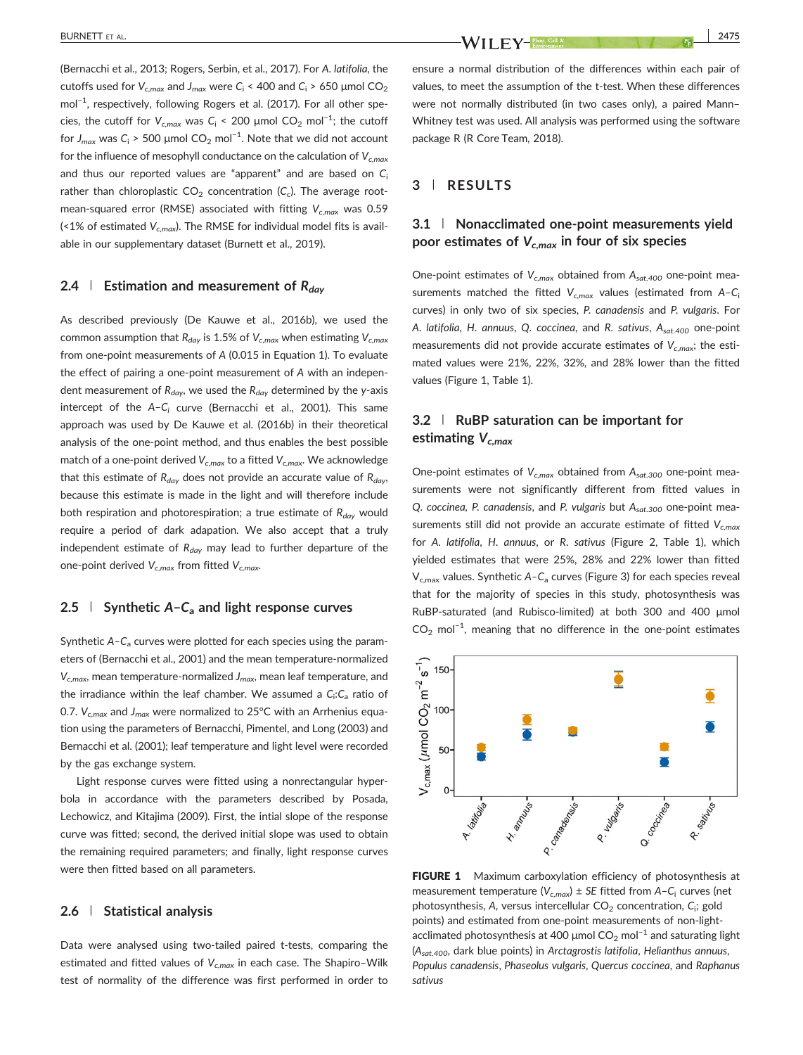(Bernacchi et al., 2013; Rogers, Serbin, et al., 2017). For *A. latifolia*, the cutoffs used for $V_{c,max}$ and $J_{max}$ were $C_i$ < 400 and $C_i$ > 650 μmol $CO_2$ $mol^{-1}$, respectively, following Rogers et al. (2017). For all other species, the cutoff for $V_{c,max}$ was $C_i$ < 200 μmol $CO_2$ $mol^{-1}$; the cutoff for $J_{max}$ was $C_i$ > 500 μmol $CO_2$ $mol^{-1}$. Note that we did not account for the influence of mesophyll conductance on the calculation of $V_{c,max}$ and thus our reported values are "apparent" and are based on $C_i$ rather than chloroplastic $CO_2$ concentration ($C_c$). The average root-mean-squared error (RMSE) associated with fitting $V_{c,max}$ was 0.59 (<1% of estimated $V_{c,max}$). The RMSE for individual model fits is available in our supplementary dataset (Burnett et al., 2019).

### 2.4 | Estimation and measurement of $R_{day}$

As described previously (De Kauwe et al., 2016b), we used the common assumption that $R_{day}$ is 1.5% of $V_{c,max}$ when estimating $V_{c,max}$ from one-point measurements of *A* (0.015 in Equation 1). To evaluate the effect of pairing a one-point measurement of *A* with an independent measurement of $R_{day}$, we used the $R_{day}$ determined by the *y*-axis intercept of the *A*–$C_i$ curve (Bernacchi et al., 2001). This same approach was used by De Kauwe et al. (2016b) in their theoretical analysis of the one-point method, and thus enables the best possible match of a one-point derived $V_{c,max}$ to a fitted $V_{c,max}$. We acknowledge that this estimate of $R_{day}$ does not provide an accurate value of $R_{day}$, because this estimate is made in the light and will therefore include both respiration and photorespiration; a true estimate of $R_{day}$ would require a period of dark adapation. We also accept that a truly independent estimate of $R_{day}$ may lead to further departure of the one-point derived $V_{c,max}$ from fitted $V_{c,max}$.

### 2.5 | Synthetic *A*–$C_a$ and light response curves

Synthetic *A*–$C_a$ curves were plotted for each species using the parameters of (Bernacchi et al., 2001) and the mean temperature-normalized $V_{c,max}$, mean temperature-normalized $J_{max}$, mean leaf temperature, and the irradiance within the leaf chamber. We assumed a $C_i$:$C_a$ ratio of 0.7. $V_{c,max}$ and $J_{max}$ were normalized to 25°C with an Arrhenius equation using the parameters of Bernacchi, Pimentel, and Long (2003) and Bernacchi et al. (2001); leaf temperature and light level were recorded by the gas exchange system.

Light response curves were fitted using a nonrectangular hyperbola in accordance with the parameters described by Posada, Lechowicz, and Kitajima (2009). First, the intial slope of the response curve was fitted; second, the derived initial slope was used to obtain the remaining required parameters; and finally, light response curves were then fitted based on all parameters.

### 2.6 | Statistical analysis

Data were analysed using two-tailed paired t-tests, comparing the estimated and fitted values of $V_{c,max}$ in each case. The Shapiro–Wilk test of normality of the difference was first performed in order to ensure a normal distribution of the differences within each pair of values, to meet the assumption of the t-test. When these differences were not normally distributed (in two cases only), a paired Mann–Whitney test was used. All analysis was performed using the software package R (R Core Team, 2018).

## 3 | RESULTS

### 3.1 | Nonacclimated one-point measurements yield poor estimates of $V_{c,max}$ in four of six species

One-point estimates of $V_{c,max}$ obtained from $A_{sat.400}$ one-point measurements matched the fitted $V_{c,max}$ values (estimated from *A*–$C_i$ curves) in only two of six species, *P. canadensis* and *P. vulgaris*. For *A. latifolia*, *H. annuus*, *Q. coccinea*, and *R. sativus*, $A_{sat.400}$ one-point measurements did not provide accurate estimates of $V_{c,max}$; the estimated values were 21%, 22%, 32%, and 28% lower than the fitted values (Figure 1, Table 1).

### 3.2 | RuBP saturation can be important for estimating $V_{c,max}$

One-point estimates of $V_{c,max}$ obtained from $A_{sat.300}$ one-point measurements were not significantly different from fitted values in *Q. coccinea*, *P. canadensis*, and *P. vulgaris* but $A_{sat.300}$ one-point measurements still did not provide an accurate estimate of fitted $V_{c,max}$ for *A. latifolia*, *H. annuus*, or *R. sativus* (Figure 2, Table 1), which yielded estimates that were 25%, 28% and 22% lower than fitted $V_{c,max}$ values. Synthetic *A*–$C_a$ curves (Figure 3) for each species reveal that for the majority of species in this study, photosynthesis was RuBP-saturated (and Rubisco-limited) at both 300 and 400 μmol $CO_2$ $mol^{-1}$, meaning that no difference in the one-point estimates

**FIGURE 1** Maximum carboxylation efficiency of photosynthesis at measurement temperature ($V_{c,max}$) ± *SE* fitted from *A*–$C_i$ curves (net photosynthesis, *A*, versus intercellular $CO_2$ concentration, $C_i$; gold points) and estimated from one-point measurements of non-light-acclimated photosynthesis at 400 μmol $CO_2$ $mol^{-1}$ and saturating light ($A_{sat.400}$, dark blue points) in *Arctagrostis latifolia*, *Helianthus annuus*, *Populus canadensis*, *Phaseolus vulgaris*, *Quercus coccinea*, and *Raphanus sativus*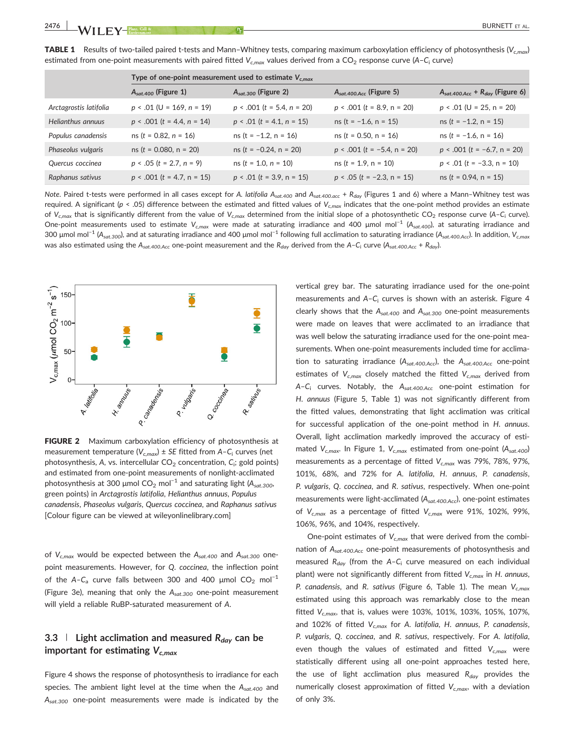**TABLE 1** Results of two-tailed paired t-tests and Mann–Whitney tests, comparing maximum carboxylation efficiency of photosynthesis ($V_{c,max}$) estimated from one-point measurements with paired fitted $V_{c,max}$ values derived from a $CO_2$ response curve ($A$–$C_i$ curve)

| | Type of one-point measurement used to estimate $V_{c,max}$ | | | |
|---|---|---|---|---|
| | $A_{sat.400}$ (Figure 1) | $A_{sat.300}$ (Figure 2) | $A_{sat.400.Acc}$ (Figure 5) | $A_{sat.400.Acc}$ + $R_{day}$ (Figure 6) |
| *Arctagrostis latifolia* | $p < .01$ (U = 169, n = 19) | $p < .001$ (t = 5.4, n = 20) | $p < .001$ (t = 8.9, n = 20) | $p < .01$ (U = 25, n = 20) |
| *Helianthus annuus* | $p < .001$ (t = 4.4, n = 14) | $p < .01$ (t = 4.1, n = 15) | ns (t = −1.6, n = 15) | ns (t = −1.2, n = 15) |
| *Populus canadensis* | ns (t = 0.82, n = 16) | ns (t = −1.2, n = 16) | ns (t = 0.50, n = 16) | ns (t = −1.6, n = 16) |
| *Phaseolus vulgaris* | ns (t = 0.080, n = 20) | ns (t = −0.24, n = 20) | $p < .001$ (t = −5.4, n = 20) | $p < .001$ (t = −6.7, n = 20) |
| *Quercus coccinea* | $p < .05$ (t = 2.7, n = 9) | ns (t = 1.0, n = 10) | ns (t = 1.9, n = 10) | $p < .01$ (t = −3.3, n = 10) |
| *Raphanus sativus* | $p < .001$ (t = 4.7, n = 15) | $p < .01$ (t = 3.9, n = 15) | $p < .05$ (t = −2.3, n = 15) | ns (t = 0.94, n = 15) |

*Note.* Paired t-tests were performed in all cases except for *A. latifolia* $A_{sat.400}$ and $A_{sat.400.acc}$ + $R_{day}$ (Figures 1 and 6) where a Mann–Whitney test was required. A significant ($p < .05$) difference between the estimated and fitted values of $V_{c,max}$ indicates that the one-point method provides an estimate of $V_{c,max}$ that is significantly different from the value of $V_{c,max}$ determined from the initial slope of a photosynthetic $CO_2$ response curve ($A$–$C_i$ curve). One-point measurements used to estimate $V_{c,max}$ were made at saturating irradiance and 400 µmol mol$^{-1}$ ($A_{sat.400}$), at saturating irradiance and 300 µmol mol$^{-1}$ ($A_{sat.300}$), and at saturating irradiance and 400 µmol mol$^{-1}$ following full acclimation to saturating irradiance ($A_{sat.400.Acc}$). In addition, $V_{c,max}$ was also estimated using the $A_{sat.400.Acc}$ one-point measurement and the $R_{day}$ derived from the $A$–$C_i$ curve ($A_{sat.400.Acc}$ + $R_{day}$).

**FIGURE 2** Maximum carboxylation efficiency of photosynthesis at measurement temperature ($V_{c,max}$) ± *SE* fitted from $A$–$C_i$ curves (net photosynthesis, $A$, vs. intercellular $CO_2$ concentration, $C_i$; gold points) and estimated from one-point measurements of nonlight-acclimated photosynthesis at 300 µmol $CO_2$ mol$^{-1}$ and saturating light ($A_{sat.300}$, green points) in *Arctagrostis latifolia*, *Helianthus annuus*, *Populus canadensis*, *Phaseolus vulgaris*, *Quercus coccinea*, and *Raphanus sativus* [Colour figure can be viewed at wileyonlinelibrary.com]

of $V_{c,max}$ would be expected between the $A_{sat.400}$ and $A_{sat.300}$ one-point measurements. However, for *Q. coccinea*, the inflection point of the $A$–$C_a$ curve falls between 300 and 400 µmol $CO_2$ mol$^{-1}$ (Figure 3e), meaning that only the $A_{sat.300}$ one-point measurement will yield a reliable RuBP-saturated measurement of $A$.

### 3.3 | Light acclimation and measured $R_{day}$ can be important for estimating $V_{c,max}$

Figure 4 shows the response of photosynthesis to irradiance for each species. The ambient light level at the time when the $A_{sat.400}$ and $A_{sat.300}$ one-point measurements were made is indicated by the vertical grey bar. The saturating irradiance used for the one-point measurements and $A$–$C_i$ curves is shown with an asterisk. Figure 4 clearly shows that the $A_{sat.400}$ and $A_{sat.300}$ one-point measurements were made on leaves that were acclimated to an irradiance that was well below the saturating irradiance used for the one-point measurements. When one-point measurements included time for acclimation to saturating irradiance ($A_{sat.400.Acc}$), the $A_{sat.400.Acc}$ one-point estimates of $V_{c,max}$ closely matched the fitted $V_{c,max}$ derived from $A$–$C_i$ curves. Notably, the $A_{sat.400.Acc}$ one-point estimation for *H. annuus* (Figure 5, Table 1) was not significantly different from the fitted values, demonstrating that light acclimation was critical for successful application of the one-point method in *H. annuus*. Overall, light acclimation markedly improved the accuracy of estimated $V_{c,max}$. In Figure 1, $V_{c,max}$ estimated from one-point ($A_{sat.400}$) measurements as a percentage of fitted $V_{c,max}$ was 79%, 78%, 97%, 101%, 68%, and 72% for *A. latifolia*, *H. annuus*, *P. canadensis*, *P. vulgaris*, *Q. coccinea*, and *R. sativus*, respectively. When one-point measurements were light-acclimated ($A_{sat.400.Acc}$), one-point estimates of $V_{c,max}$ as a percentage of fitted $V_{c,max}$ were 91%, 102%, 99%, 106%, 96%, and 104%, respectively.

One-point estimates of $V_{c,max}$ that were derived from the combination of $A_{sat.400.Acc}$ one-point measurements of photosynthesis and measured $R_{day}$ (from the $A$–$C_i$ curve measured on each individual plant) were not significantly different from fitted $V_{c,max}$ in *H. annuus*, *P. canadensis*, and *R. sativus* (Figure 6, Table 1). The mean $V_{c,max}$ estimated using this approach was remarkably close to the mean fitted $V_{c,max}$, that is, values were 103%, 101%, 103%, 105%, 107%, and 102% of fitted $V_{c,max}$ for *A. latifolia*, *H. annuus*, *P. canadensis*, *P. vulgaris*, *Q. coccinea*, and *R. sativus*, respectively. For *A. latifolia*, even though the values of estimated and fitted $V_{c,max}$ were statistically different using all one-point approaches tested here, the use of light acclimation plus measured $R_{day}$ provides the numerically closest approximation of fitted $V_{c,max}$, with a deviation of only 3%.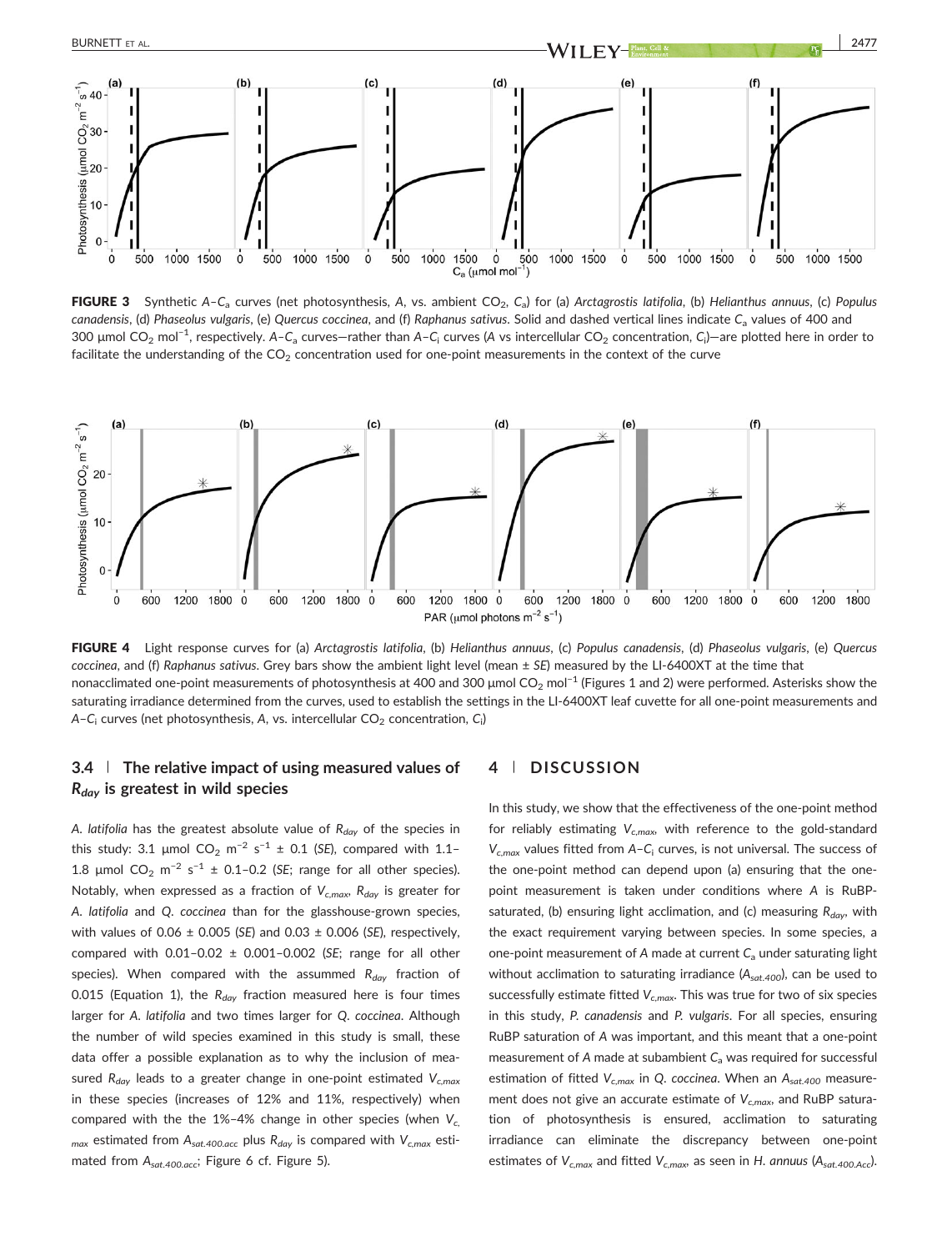FIGURE 3 Synthetic $A$–$C_a$ curves (net photosynthesis, $A$, vs. ambient $CO_2$, $C_a$) for (a) *Arctagrostis latifolia*, (b) *Helianthus annuus*, (c) *Populus canadensis*, (d) *Phaseolus vulgaris*, (e) *Quercus coccinea*, and (f) *Raphanus sativus*. Solid and dashed vertical lines indicate $C_a$ values of 400 and 300 μmol $CO_2$ mol$^{-1}$, respectively. $A$–$C_a$ curves—rather than $A$–$C_i$ curves ($A$ vs intercellular $CO_2$ concentration, $C_i$)—are plotted here in order to facilitate the understanding of the $CO_2$ concentration used for one-point measurements in the context of the curve

FIGURE 4 Light response curves for (a) *Arctagrostis latifolia*, (b) *Helianthus annuus*, (c) *Populus canadensis*, (d) *Phaseolus vulgaris*, (e) *Quercus coccinea*, and (f) *Raphanus sativus*. Grey bars show the ambient light level (mean ± *SE*) measured by the LI-6400XT at the time that nonacclimated one-point measurements of photosynthesis at 400 and 300 μmol $CO_2$ mol$^{-1}$ (Figures 1 and 2) were performed. Asterisks show the saturating irradiance determined from the curves, used to establish the settings in the LI-6400XT leaf cuvette for all one-point measurements and $A$–$C_i$ curves (net photosynthesis, $A$, vs. intercellular $CO_2$ concentration, $C_i$)

### 3.4 | The relative impact of using measured values of $R_{day}$ is greatest in wild species

*A. latifolia* has the greatest absolute value of $R_{day}$ of the species in this study: 3.1 μmol $CO_2$ m$^{-2}$ s$^{-1}$ ± 0.1 (*SE*), compared with 1.1–1.8 μmol $CO_2$ m$^{-2}$ s$^{-1}$ ± 0.1–0.2 (*SE*; range for all other species). Notably, when expressed as a fraction of $V_{c,max}$, $R_{day}$ is greater for *A. latifolia* and *Q. coccinea* than for the glasshouse-grown species, with values of 0.06 ± 0.005 (*SE*) and 0.03 ± 0.006 (*SE*), respectively, compared with 0.01–0.02 ± 0.001–0.002 (*SE*; range for all other species). When compared with the assumed $R_{day}$ fraction of 0.015 (Equation 1), the $R_{day}$ fraction measured here is four times larger for *A. latifolia* and two times larger for *Q. coccinea*. Although the number of wild species examined in this study is small, these data offer a possible explanation as to why the inclusion of measured $R_{day}$ leads to a greater change in one-point estimated $V_{c,max}$ in these species (increases of 12% and 11%, respectively) when compared with the the 1%–4% change in other species (when $V_{c,max}$ estimated from $A_{sat.400.acc}$ plus $R_{day}$ is compared with $V_{c,max}$ estimated from $A_{sat.400.acc}$; Figure 6 cf. Figure 5).

## 4 | DISCUSSION

In this study, we show that the effectiveness of the one-point method for reliably estimating $V_{c,max}$, with reference to the gold-standard $V_{c,max}$ values fitted from $A$–$C_i$ curves, is not universal. The success of the one-point method can depend upon (a) ensuring that the one-point measurement is taken under conditions where $A$ is RuBP-saturated, (b) ensuring light acclimation, and (c) measuring $R_{day}$, with the exact requirement varying between species. In some species, a one-point measurement of $A$ made at current $C_a$ under saturating light without acclimation to saturating irradiance ($A_{sat.400}$), can be used to successfully estimate fitted $V_{c,max}$. This was true for two of six species in this study, *P. canadensis* and *P. vulgaris*. For all species, ensuring RuBP saturation of $A$ was important, and this meant that a one-point measurement of $A$ made at subambient $C_a$ was required for successful estimation of fitted $V_{c,max}$ in *Q. coccinea*. When an $A_{sat.400}$ measurement does not give an accurate estimate of $V_{c,max}$, and RuBP saturation of photosynthesis is ensured, acclimation to saturating irradiance can eliminate the discrepancy between one-point estimates of $V_{c,max}$ and fitted $V_{c,max}$, as seen in *H. annuus* ($A_{sat.400.Acc}$).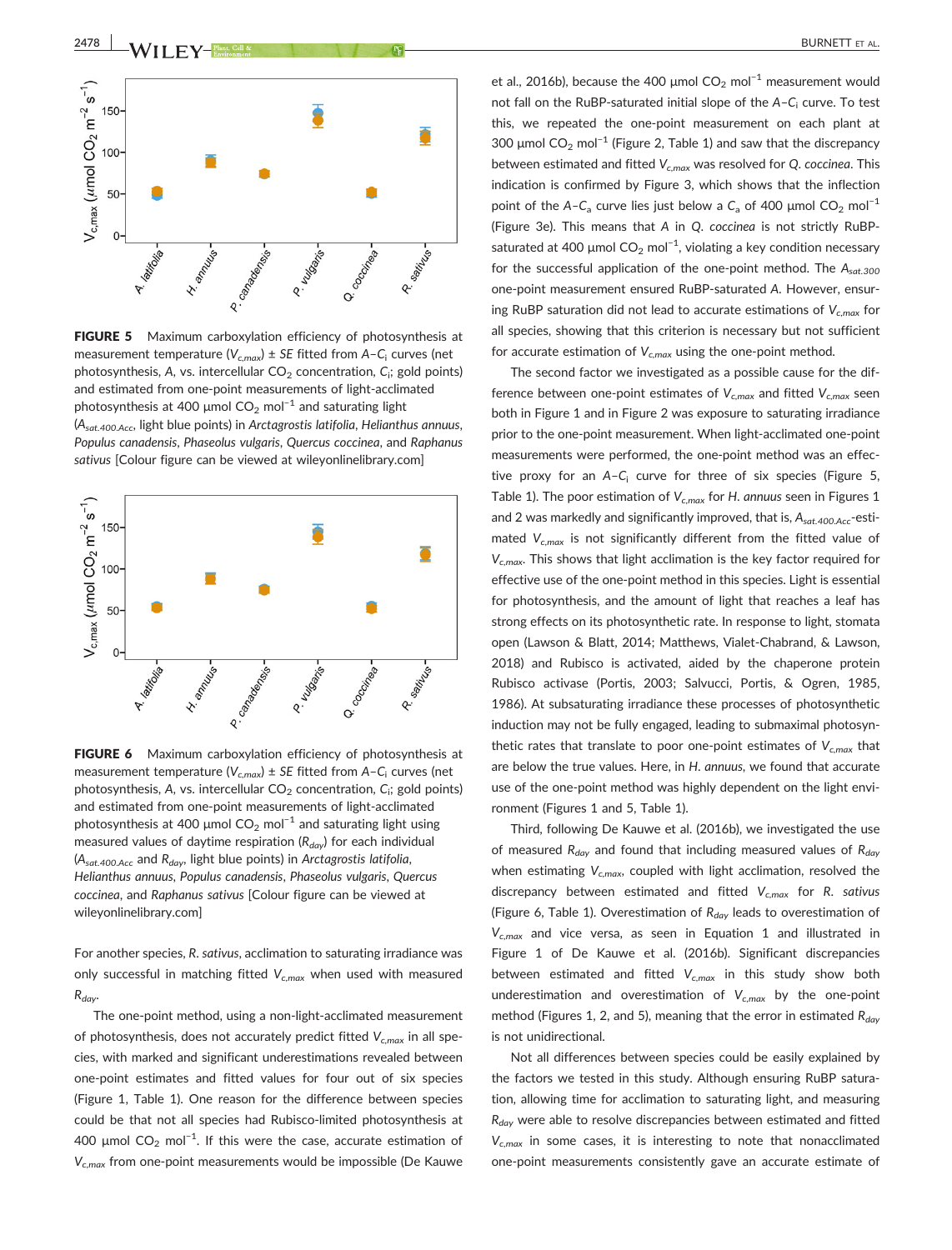**FIGURE 5** Maximum carboxylation efficiency of photosynthesis at measurement temperature ($V_{c,max}$) ± *SE* fitted from $A$–$C_i$ curves (net photosynthesis, $A$, vs. intercellular $CO_2$ concentration, $C_i$; gold points) and estimated from one-point measurements of light-acclimated photosynthesis at 400 μmol $CO_2$ $mol^{-1}$ and saturating light ($A_{sat.400.Acc}$, light blue points) in *Arctagrostis latifolia*, *Helianthus annuus*, *Populus canadensis*, *Phaseolus vulgaris*, *Quercus coccinea*, and *Raphanus sativus* [Colour figure can be viewed at wileyonlinelibrary.com]

**FIGURE 6** Maximum carboxylation efficiency of photosynthesis at measurement temperature ($V_{c,max}$) ± *SE* fitted from $A$–$C_i$ curves (net photosynthesis, $A$, vs. intercellular $CO_2$ concentration, $C_i$; gold points) and estimated from one-point measurements of light-acclimated photosynthesis at 400 μmol $CO_2$ $mol^{-1}$ and saturating light using measured values of daytime respiration ($R_{day}$) for each individual ($A_{sat.400.Acc}$ and $R_{day}$, light blue points) in *Arctagrostis latifolia*, *Helianthus annuus*, *Populus canadensis*, *Phaseolus vulgaris*, *Quercus coccinea*, and *Raphanus sativus* [Colour figure can be viewed at wileyonlinelibrary.com]

For another species, *R. sativus*, acclimation to saturating irradiance was only successful in matching fitted $V_{c,max}$ when used with measured $R_{day}$.

The one-point method, using a non-light-acclimated measurement of photosynthesis, does not accurately predict fitted $V_{c,max}$ in all species, with marked and significant underestimations revealed between one-point estimates and fitted values for four out of six species (Figure 1, Table 1). One reason for the difference between species could be that not all species had Rubisco-limited photosynthesis at 400 μmol $CO_2$ $mol^{-1}$. If this were the case, accurate estimation of $V_{c,max}$ from one-point measurements would be impossible (De Kauwe et al., 2016b), because the 400 μmol $CO_2$ $mol^{-1}$ measurement would not fall on the RuBP-saturated initial slope of the $A$–$C_i$ curve. To test this, we repeated the one-point measurement on each plant at 300 μmol $CO_2$ $mol^{-1}$ (Figure 2, Table 1) and saw that the discrepancy between estimated and fitted $V_{c,max}$ was resolved for *Q. coccinea*. This indication is confirmed by Figure 3, which shows that the inflection point of the $A$–$C_a$ curve lies just below a $C_a$ of 400 μmol $CO_2$ $mol^{-1}$ (Figure 3e). This means that $A$ in *Q. coccinea* is not strictly RuBP-saturated at 400 μmol $CO_2$ $mol^{-1}$, violating a key condition necessary for the successful application of the one-point method. The $A_{sat.300}$ one-point measurement ensured RuBP-saturated $A$. However, ensuring RuBP saturation did not lead to accurate estimations of $V_{c,max}$ for all species, showing that this criterion is necessary but not sufficient for accurate estimation of $V_{c,max}$ using the one-point method.

The second factor we investigated as a possible cause for the difference between one-point estimates of $V_{c,max}$ and fitted $V_{c,max}$ seen both in Figure 1 and in Figure 2 was exposure to saturating irradiance prior to the one-point measurement. When light-acclimated one-point measurements were performed, the one-point method was an effective proxy for an $A$–$C_i$ curve for three of six species (Figure 5, Table 1). The poor estimation of $V_{c,max}$ for *H. annuus* seen in Figures 1 and 2 was markedly and significantly improved, that is, $A_{sat.400.Acc}$-estimated $V_{c,max}$ is not significantly different from the fitted value of $V_{c,max}$. This shows that light acclimation is the key factor required for effective use of the one-point method in this species. Light is essential for photosynthesis, and the amount of light that reaches a leaf has strong effects on its photosynthetic rate. In response to light, stomata open (Lawson & Blatt, 2014; Matthews, Vialet-Chabrand, & Lawson, 2018) and Rubisco is activated, aided by the chaperone protein Rubisco activase (Portis, 2003; Salvucci, Portis, & Ogren, 1985, 1986). At subsaturating irradiance these processes of photosynthetic induction may not be fully engaged, leading to submaximal photosynthetic rates that translate to poor one-point estimates of $V_{c,max}$ that are below the true values. Here, in *H. annuus*, we found that accurate use of the one-point method was highly dependent on the light environment (Figures 1 and 5, Table 1).

Third, following De Kauwe et al. (2016b), we investigated the use of measured $R_{day}$ and found that including measured values of $R_{day}$ when estimating $V_{c,max}$, coupled with light acclimation, resolved the discrepancy between estimated and fitted $V_{c,max}$ for *R. sativus* (Figure 6, Table 1). Overestimation of $R_{day}$ leads to overestimation of $V_{c,max}$ and vice versa, as seen in Equation 1 and illustrated in Figure 1 of De Kauwe et al. (2016b). Significant discrepancies between estimated and fitted $V_{c,max}$ in this study show both underestimation and overestimation of $V_{c,max}$ by the one-point method (Figures 1, 2, and 5), meaning that the error in estimated $R_{day}$ is not unidirectional.

Not all differences between species could be easily explained by the factors we tested in this study. Although ensuring RuBP saturation, allowing time for acclimation to saturating light, and measuring $R_{day}$ were able to resolve discrepancies between estimated and fitted $V_{c,max}$ in some cases, it is interesting to note that nonacclimated one-point measurements consistently gave an accurate estimate of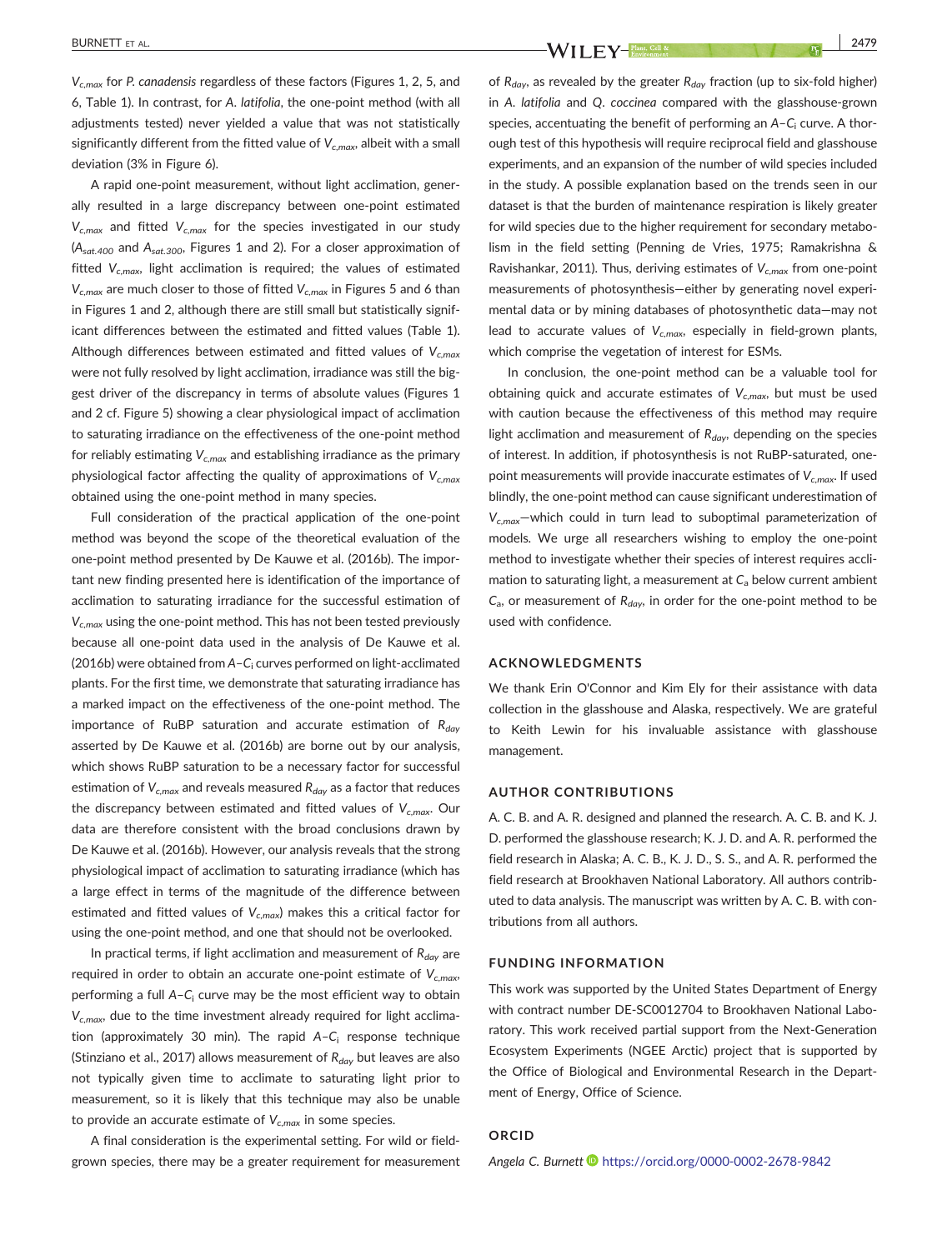$V_{c,max}$ for *P. canadensis* regardless of these factors (Figures 1, 2, 5, and 6, Table 1). In contrast, for *A. latifolia*, the one-point method (with all adjustments tested) never yielded a value that was not statistically significantly different from the fitted value of $V_{c,max}$, albeit with a small deviation (3% in Figure 6).

A rapid one-point measurement, without light acclimation, generally resulted in a large discrepancy between one-point estimated $V_{c,max}$ and fitted $V_{c,max}$ for the species investigated in our study ($A_{sat.400}$ and $A_{sat.300}$, Figures 1 and 2). For a closer approximation of fitted $V_{c,max}$, light acclimation is required; the values of estimated $V_{c,max}$ are much closer to those of fitted $V_{c,max}$ in Figures 5 and 6 than in Figures 1 and 2, although there are still small but statistically significant differences between the estimated and fitted values (Table 1). Although differences between estimated and fitted values of $V_{c,max}$ were not fully resolved by light acclimation, irradiance was still the biggest driver of the discrepancy in terms of absolute values (Figures 1 and 2 cf. Figure 5) showing a clear physiological impact of acclimation to saturating irradiance on the effectiveness of the one-point method for reliably estimating $V_{c,max}$ and establishing irradiance as the primary physiological factor affecting the quality of approximations of $V_{c,max}$ obtained using the one-point method in many species.

Full consideration of the practical application of the one-point method was beyond the scope of the theoretical evaluation of the one-point method presented by De Kauwe et al. (2016b). The important new finding presented here is identification of the importance of acclimation to saturating irradiance for the successful estimation of $V_{c,max}$ using the one-point method. This has not been tested previously because all one-point data used in the analysis of De Kauwe et al. (2016b) were obtained from $A$–$C_i$ curves performed on light-acclimated plants. For the first time, we demonstrate that saturating irradiance has a marked impact on the effectiveness of the one-point method. The importance of RuBP saturation and accurate estimation of $R_{day}$ asserted by De Kauwe et al. (2016b) are borne out by our analysis, which shows RuBP saturation to be a necessary factor for successful estimation of $V_{c,max}$ and reveals measured $R_{day}$ as a factor that reduces the discrepancy between estimated and fitted values of $V_{c,max}$. Our data are therefore consistent with the broad conclusions drawn by De Kauwe et al. (2016b). However, our analysis reveals that the strong physiological impact of acclimation to saturating irradiance (which has a large effect in terms of the magnitude of the difference between estimated and fitted values of $V_{c,max}$) makes this a critical factor for using the one-point method, and one that should not be overlooked.

In practical terms, if light acclimation and measurement of $R_{day}$ are required in order to obtain an accurate one-point estimate of $V_{c,max}$, performing a full $A$–$C_i$ curve may be the most efficient way to obtain $V_{c,max}$, due to the time investment already required for light acclimation (approximately 30 min). The rapid $A$–$C_i$ response technique (Stinziano et al., 2017) allows measurement of $R_{day}$ but leaves are also not typically given time to acclimate to saturating light prior to measurement, so it is likely that this technique may also be unable to provide an accurate estimate of $V_{c,max}$ in some species.

A final consideration is the experimental setting. For wild or field-grown species, there may be a greater requirement for measurement of $R_{day}$, as revealed by the greater $R_{day}$ fraction (up to six-fold higher) in *A. latifolia* and *Q. coccinea* compared with the glasshouse-grown species, accentuating the benefit of performing an $A$–$C_i$ curve. A thorough test of this hypothesis will require reciprocal field and glasshouse experiments, and an expansion of the number of wild species included in the study. A possible explanation based on the trends seen in our dataset is that the burden of maintenance respiration is likely greater for wild species due to the higher requirement for secondary metabolism in the field setting (Penning de Vries, 1975; Ramakrishna & Ravishankar, 2011). Thus, deriving estimates of $V_{c,max}$ from one-point measurements of photosynthesis—either by generating novel experimental data or by mining databases of photosynthetic data—may not lead to accurate values of $V_{c,max}$, especially in field-grown plants, which comprise the vegetation of interest for ESMs.

In conclusion, the one-point method can be a valuable tool for obtaining quick and accurate estimates of $V_{c,max}$, but must be used with caution because the effectiveness of this method may require light acclimation and measurement of $R_{day}$, depending on the species of interest. In addition, if photosynthesis is not RuBP-saturated, one-point measurements will provide inaccurate estimates of $V_{c,max}$. If used blindly, the one-point method can cause significant underestimation of $V_{c,max}$—which could in turn lead to suboptimal parameterization of models. We urge all researchers wishing to employ the one-point method to investigate whether their species of interest requires acclimation to saturating light, a measurement at $C_a$ below current ambient $C_a$, or measurement of $R_{day}$, in order for the one-point method to be used with confidence.

## ACKNOWLEDGMENTS

We thank Erin O'Connor and Kim Ely for their assistance with data collection in the glasshouse and Alaska, respectively. We are grateful to Keith Lewin for his invaluable assistance with glasshouse management.

## AUTHOR CONTRIBUTIONS

A. C. B. and A. R. designed and planned the research. A. C. B. and K. J. D. performed the glasshouse research; K. J. D. and A. R. performed the field research in Alaska; A. C. B., K. J. D., S. S., and A. R. performed the field research at Brookhaven National Laboratory. All authors contributed to data analysis. The manuscript was written by A. C. B. with contributions from all authors.

## FUNDING INFORMATION

This work was supported by the United States Department of Energy with contract number DE-SC0012704 to Brookhaven National Laboratory. This work received partial support from the Next-Generation Ecosystem Experiments (NGEE Arctic) project that is supported by the Office of Biological and Environmental Research in the Department of Energy, Office of Science.

## ORCID

*Angela C. Burnett* https://orcid.org/0000-0002-2678-9842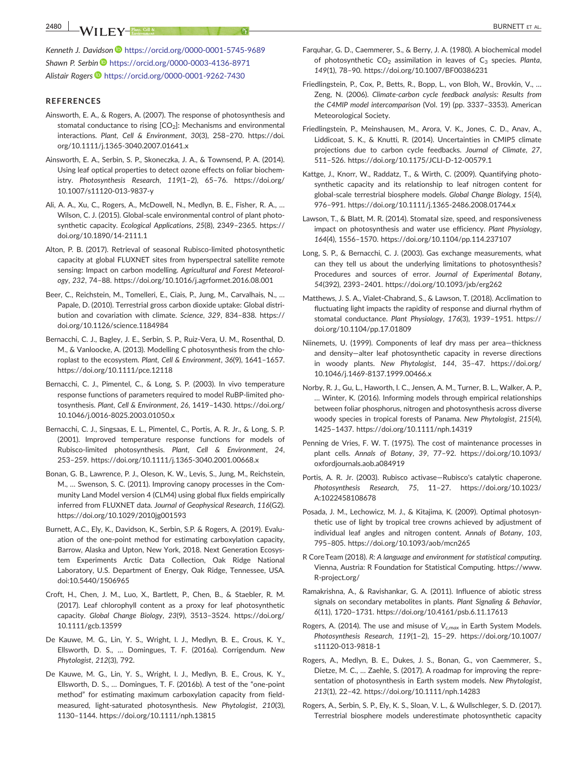Kenneth J. Davidson https://orcid.org/0000-0001-5745-9689
Shawn P. Serbin https://orcid.org/0000-0003-4136-8971
Alistair Rogers https://orcid.org/0000-0001-9262-7430

## REFERENCES

Ainsworth, E. A., & Rogers, A. (2007). The response of photosynthesis and stomatal conductance to rising [$CO_2$]: Mechanisms and environmental interactions. *Plant, Cell & Environment*, *30*(3), 258–270. https://doi.org/10.1111/j.1365-3040.2007.01641.x

Ainsworth, E. A., Serbin, S. P., Skoneczka, J. A., & Townsend, P. A. (2014). Using leaf optical properties to detect ozone effects on foliar biochemistry. *Photosynthesis Research*, *119*(1–2), 65–76. https://doi.org/10.1007/s11120-013-9837-y

Ali, A. A., Xu, C., Rogers, A., McDowell, N., Medlyn, B. E., Fisher, R. A., … Wilson, C. J. (2015). Global-scale environmental control of plant photosynthetic capacity. *Ecological Applications*, *25*(8), 2349–2365. https://doi.org/10.1890/14-2111.1

Alton, P. B. (2017). Retrieval of seasonal Rubisco-limited photosynthetic capacity at global FLUXNET sites from hyperspectral satellite remote sensing: Impact on carbon modelling. *Agricultural and Forest Meteorology*, *232*, 74–88. https://doi.org/10.1016/j.agrformet.2016.08.001

Beer, C., Reichstein, M., Tomelleri, E., Ciais, P., Jung, M., Carvalhais, N., … Papale, D. (2010). Terrestrial gross carbon dioxide uptake: Global distribution and covariation with climate. *Science*, *329*, 834–838. https://doi.org/10.1126/science.1184984

Bernacchi, C. J., Bagley, J. E., Serbin, S. P., Ruiz-Vera, U. M., Rosenthal, D. M., & Vanloocke, A. (2013). Modelling C photosynthesis from the chloroplast to the ecosystem. *Plant, Cell & Environment*, *36*(9), 1641–1657. https://doi.org/10.1111/pce.12118

Bernacchi, C. J., Pimentel, C., & Long, S. P. (2003). In vivo temperature response functions of parameters required to model RuBP-limited photosynthesis. *Plant, Cell & Environment*, *26*, 1419–1430. https://doi.org/10.1046/j.0016-8025.2003.01050.x

Bernacchi, C. J., Singsaas, E. L., Pimentel, C., Portis, A. R. Jr., & Long, S. P. (2001). Improved temperature response functions for models of Rubisco-limited photosynthesis. *Plant, Cell & Environment*, *24*, 253–259. https://doi.org/10.1111/j.1365-3040.2001.00668.x

Bonan, G. B., Lawrence, P. J., Oleson, K. W., Levis, S., Jung, M., Reichstein, M., … Swenson, S. C. (2011). Improving canopy processes in the Community Land Model version 4 (CLM4) using global flux fields empirically inferred from FLUXNET data. *Journal of Geophysical Research*, *116*(G2). https://doi.org/10.1029/2010jg001593

Burnett, A.C., Ely, K., Davidson, K., Serbin, S.P. & Rogers, A. (2019). Evaluation of the one-point method for estimating carboxylation capacity, Barrow, Alaska and Upton, New York, 2018. Next Generation Ecosystem Experiments Arctic Data Collection, Oak Ridge National Laboratory, U.S. Department of Energy, Oak Ridge, Tennessee, USA. doi:10.5440/1506965

Croft, H., Chen, J. M., Luo, X., Bartlett, P., Chen, B., & Staebler, R. M. (2017). Leaf chlorophyll content as a proxy for leaf photosynthetic capacity. *Global Change Biology*, *23*(9), 3513–3524. https://doi.org/10.1111/gcb.13599

De Kauwe, M. G., Lin, Y. S., Wright, I. J., Medlyn, B. E., Crous, K. Y., Ellsworth, D. S., … Domingues, T. F. (2016a). Corrigendum. *New Phytologist*, *212*(3), 792.

De Kauwe, M. G., Lin, Y. S., Wright, I. J., Medlyn, B. E., Crous, K. Y., Ellsworth, D. S., … Domingues, T. F. (2016b). A test of the "one-point method" for estimating maximum carboxylation capacity from field-measured, light-saturated photosynthesis. *New Phytologist*, *210*(3), 1130–1144. https://doi.org/10.1111/nph.13815

Farquhar, G. D., Caemmerer, S., & Berry, J. A. (1980). A biochemical model of photosynthetic $CO_2$ assimilation in leaves of $C_3$ species. *Planta*, *149*(1), 78–90. https://doi.org/10.1007/BF00386231

Friedlingstein, P., Cox, P., Betts, R., Bopp, L., von Bloh, W., Brovkin, V., … Zeng, N. (2006). *Climate-carbon cycle feedback analysis: Results from the C4MIP model intercomparison* (Vol. 19) (pp. 3337–3353). American Meteorological Society.

Friedlingstein, P., Meinshausen, M., Arora, V. K., Jones, C. D., Anav, A., Liddicoat, S. K., & Knutti, R. (2014). Uncertainties in CMIP5 climate projections due to carbon cycle feedbacks. *Journal of Climate*, *27*, 511–526. https://doi.org/10.1175/JCLI-D-12-00579.1

Kattge, J., Knorr, W., Raddatz, T., & Wirth, C. (2009). Quantifying photosynthetic capacity and its relationship to leaf nitrogen content for global-scale terrestrial biosphere models. *Global Change Biology*, *15*(4), 976–991. https://doi.org/10.1111/j.1365-2486.2008.01744.x

Lawson, T., & Blatt, M. R. (2014). Stomatal size, speed, and responsiveness impact on photosynthesis and water use efficiency. *Plant Physiology*, *164*(4), 1556–1570. https://doi.org/10.1104/pp.114.237107

Long, S. P., & Bernacchi, C. J. (2003). Gas exchange measurements, what can they tell us about the underlying limitations to photosynthesis? Procedures and sources of error. *Journal of Experimental Botany*, *54*(392), 2393–2401. https://doi.org/10.1093/jxb/erg262

Matthews, J. S. A., Vialet-Chabrand, S., & Lawson, T. (2018). Acclimation to fluctuating light impacts the rapidity of response and diurnal rhythm of stomatal conductance. *Plant Physiology*, *176*(3), 1939–1951. https://doi.org/10.1104/pp.17.01809

Niinemets, U. (1999). Components of leaf dry mass per area—thickness and density—alter leaf photosynthetic capacity in reverse directions in woody plants. *New Phytologist*, *144*, 35–47. https://doi.org/10.1046/j.1469-8137.1999.00466.x

Norby, R. J., Gu, L., Haworth, I. C., Jensen, A. M., Turner, B. L., Walker, A. P., … Winter, K. (2016). Informing models through empirical relationships between foliar phosphorus, nitrogen and photosynthesis across diverse woody species in tropical forests of Panama. *New Phytologist*, *215*(4), 1425–1437. https://doi.org/10.1111/nph.14319

Penning de Vries, F. W. T. (1975). The cost of maintenance processes in plant cells. *Annals of Botany*, *39*, 77–92. https://doi.org/10.1093/oxfordjournals.aob.a084919

Portis, A. R. Jr. (2003). Rubisco activase—Rubisco's catalytic chaperone. *Photosynthesis Research*, *75*, 11–27. https://doi.org/10.1023/A:1022458108678

Posada, J. M., Lechowicz, M. J., & Kitajima, K. (2009). Optimal photosynthetic use of light by tropical tree crowns achieved by adjustment of individual leaf angles and nitrogen content. *Annals of Botany*, *103*, 795–805. https://doi.org/10.1093/aob/mcn265

R Core Team (2018). *R: A language and environment for statistical computing*. Vienna, Austria: R Foundation for Statistical Computing. https://www.R-project.org/

Ramakrishna, A., & Ravishankar, G. A. (2011). Influence of abiotic stress signals on secondary metabolites in plants. *Plant Signaling & Behavior*, *6*(11), 1720–1731. https://doi.org/10.4161/psb.6.11.17613

Rogers, A. (2014). The use and misuse of $V_{c,max}$ in Earth System Models. *Photosynthesis Research*, *119*(1–2), 15–29. https://doi.org/10.1007/s11120-013-9818-1

Rogers, A., Medlyn, B. E., Dukes, J. S., Bonan, G., von Caemmerer, S., Dietze, M. C., … Zaehle, S. (2017). A roadmap for improving the representation of photosynthesis in Earth system models. *New Phytologist*, *213*(1), 22–42. https://doi.org/10.1111/nph.14283

Rogers, A., Serbin, S. P., Ely, K. S., Sloan, V. L., & Wullschleger, S. D. (2017). Terrestrial biosphere models underestimate photosynthetic capacity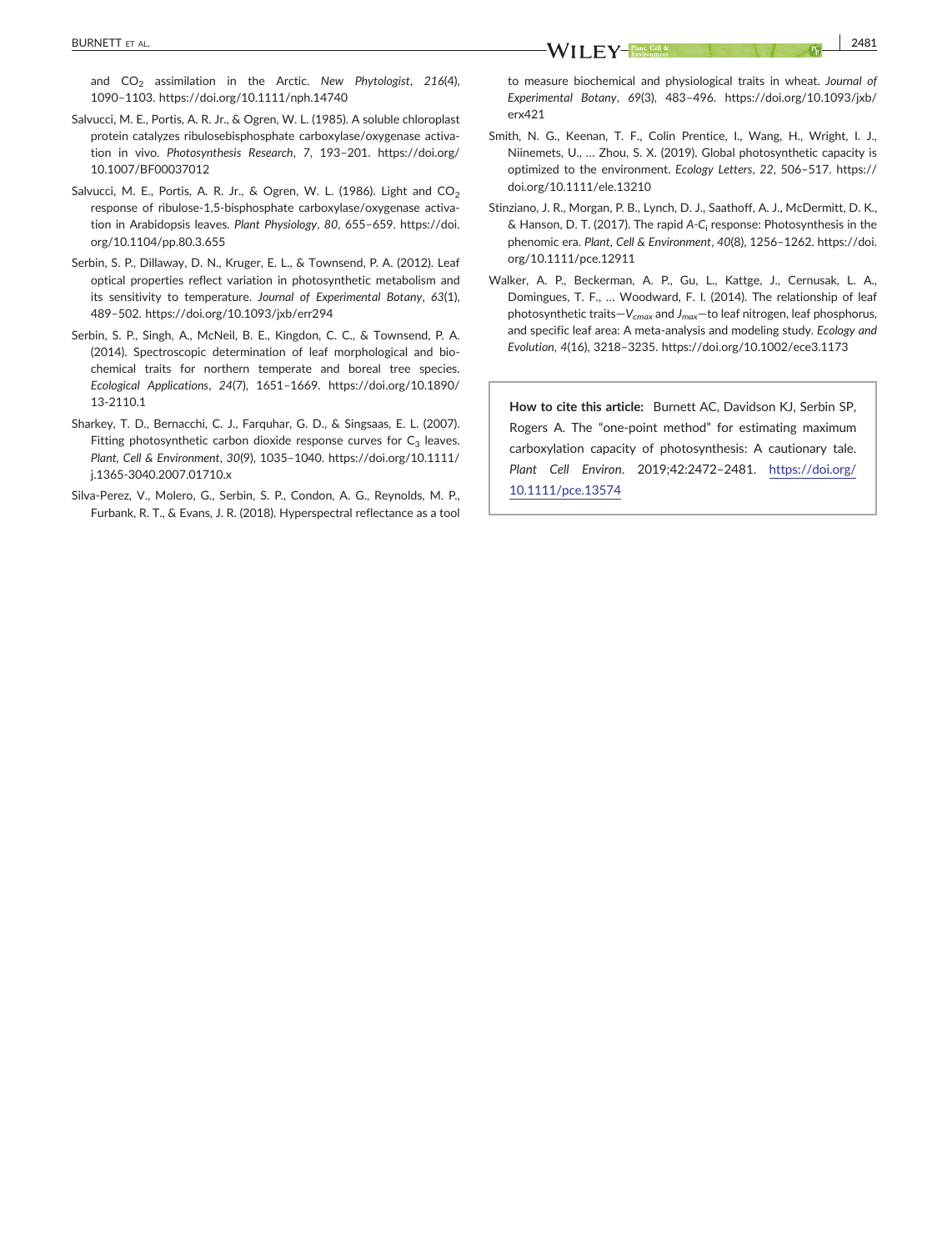and $CO_2$ assimilation in the Arctic. *New Phytologist*, *216*(4), 1090–1103. https://doi.org/10.1111/nph.14740

Salvucci, M. E., Portis, A. R. Jr., & Ogren, W. L. (1985). A soluble chloroplast protein catalyzes ribulosebisphosphate carboxylase/oxygenase activation in vivo. *Photosynthesis Research*, *7*, 193–201. https://doi.org/10.1007/BF00037012

Salvucci, M. E., Portis, A. R. Jr., & Ogren, W. L. (1986). Light and $CO_2$ response of ribulose-1,5-bisphosphate carboxylase/oxygenase activation in Arabidopsis leaves. *Plant Physiology*, *80*, 655–659. https://doi.org/10.1104/pp.80.3.655

Serbin, S. P., Dillaway, D. N., Kruger, E. L., & Townsend, P. A. (2012). Leaf optical properties reflect variation in photosynthetic metabolism and its sensitivity to temperature. *Journal of Experimental Botany*, *63*(1), 489–502. https://doi.org/10.1093/jxb/err294

Serbin, S. P., Singh, A., McNeil, B. E., Kingdon, C. C., & Townsend, P. A. (2014). Spectroscopic determination of leaf morphological and biochemical traits for northern temperate and boreal tree species. *Ecological Applications*, *24*(7), 1651–1669. https://doi.org/10.1890/13-2110.1

Sharkey, T. D., Bernacchi, C. J., Farquhar, G. D., & Singsaas, E. L. (2007). Fitting photosynthetic carbon dioxide response curves for $C_3$ leaves. *Plant, Cell & Environment*, *30*(9), 1035–1040. https://doi.org/10.1111/j.1365-3040.2007.01710.x

Silva-Perez, V., Molero, G., Serbin, S. P., Condon, A. G., Reynolds, M. P., Furbank, R. T., & Evans, J. R. (2018). Hyperspectral reflectance as a tool to measure biochemical and physiological traits in wheat. *Journal of Experimental Botany*, *69*(3), 483–496. https://doi.org/10.1093/jxb/erx421

Smith, N. G., Keenan, T. F., Colin Prentice, I., Wang, H., Wright, I. J., Niinemets, U., … Zhou, S. X. (2019). Global photosynthetic capacity is optimized to the environment. *Ecology Letters*, *22*, 506–517. https://doi.org/10.1111/ele.13210

Stinziano, J. R., Morgan, P. B., Lynch, D. J., Saathoff, A. J., McDermitt, D. K., & Hanson, D. T. (2017). The rapid $A$-$C_i$ response: Photosynthesis in the phenomic era. *Plant, Cell & Environment*, *40*(8), 1256–1262. https://doi.org/10.1111/pce.12911

Walker, A. P., Beckerman, A. P., Gu, L., Kattge, J., Cernusak, L. A., Domingues, T. F., … Woodward, F. I. (2014). The relationship of leaf photosynthetic traits—$V_{cmax}$ and $J_{max}$—to leaf nitrogen, leaf phosphorus, and specific leaf area: A meta-analysis and modeling study. *Ecology and Evolution*, *4*(16), 3218–3235. https://doi.org/10.1002/ece3.1173

**How to cite this article:** Burnett AC, Davidson KJ, Serbin SP, Rogers A. The "one-point method" for estimating maximum carboxylation capacity of photosynthesis: A cautionary tale. *Plant Cell Environ*. 2019;42:2472–2481. https://doi.org/10.1111/pce.13574